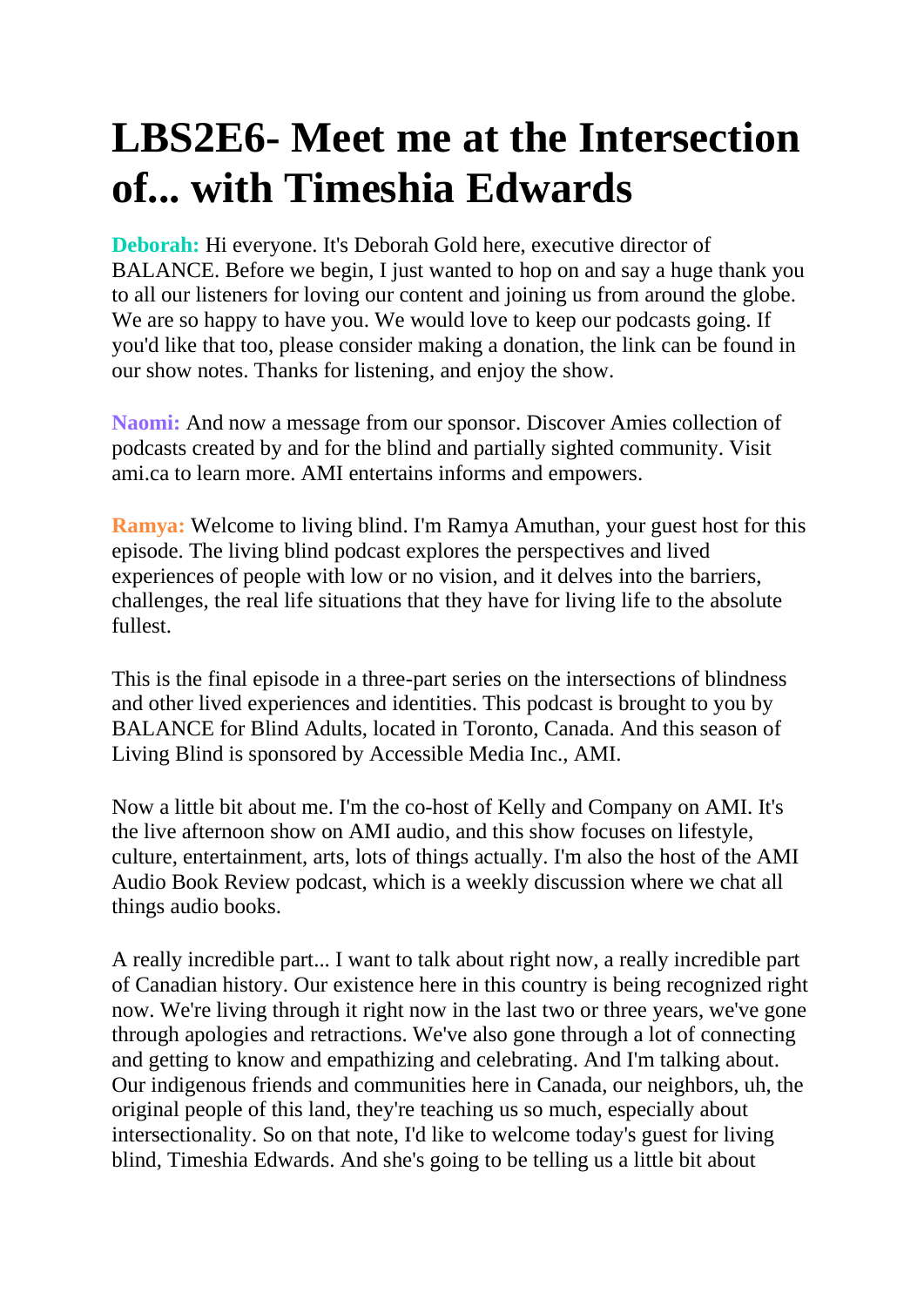# LBS2E6- Meet me at the Intersection of... with Timeshia Edwards

**Deborah:** Hi everyone. It's Deborah Gold here, executive director of BALANCE. Before we begin, I just wanted to hop on and say a huge thank you to all our listeners for loving our content and joining us from around the globe. We are so happy to have you. We would love to keep our podcasts going. If you'd like that too, please consider making a donation, the link can be found in our show notes. Thanks for listening, and enjoy the show.

**Naomi:** And now a message from our sponsor. Discover Amies collection of podcasts created by and for the blind and partially sighted community. Visit ami.ca to learn more. AMI entertains informs and empowers.

**Ramya:** Welcome to living blind. I'm Ramya Amuthan, your guest host for this episode. The living blind podcast explores the perspectives and lived experiences of people with low or no vision, and it delves into the barriers, challenges, the real life situations that they have for living life to the absolute fullest.

This is the final episode in a three-part series on the intersections of blindness and other lived experiences and identities. This podcast is brought to you by BALANCE for Blind Adults, located in Toronto, Canada. And this season of Living Blind is sponsored by Accessible Media Inc., AMI.

Now a little bit about me. I'm the co-host of Kelly and Company on AMI. It's the live afternoon show on AMI audio, and this show focuses on lifestyle, culture, entertainment, arts, lots of things actually. I'm also the host of the AMI Audio Book Review podcast, which is a weekly discussion where we chat all things audio books.

A really incredible part... I want to talk about right now, a really incredible part of Canadian history. Our existence here in this country is being recognized right now. We're living through it right now in the last two or three years, we've gone through apologies and retractions. We've also gone through a lot of connecting and getting to know and empathizing and celebrating. And I'm talking about. Our indigenous friends and communities here in Canada, our neighbors, uh, the original people of this land, they're teaching us so much, especially about intersectionality. So on that note, I'd like to welcome today's guest for living blind, Timeshia Edwards. And she's going to be telling us a little bit about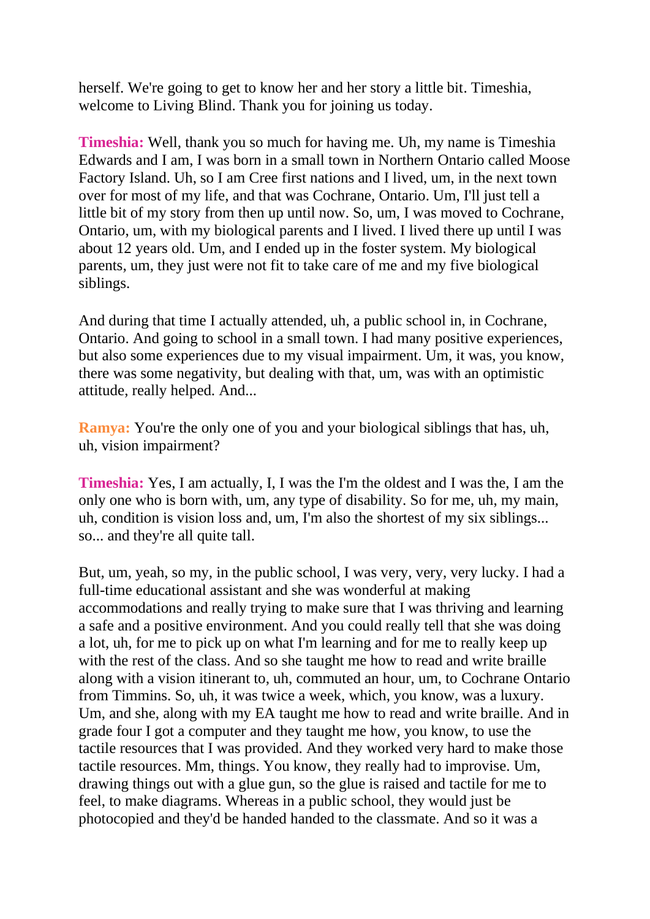herself. We're going to get to know her and her story a little bit. Timeshia, welcome to Living Blind. Thank you for joining us today.

**Timeshia:** Well, thank you so much for having me. Uh, my name is Timeshia Edwards and I am, I was born in a small town in Northern Ontario called Moose Factory Island. Uh, so I am Cree first nations and I lived, um, in the next town over for most of my life, and that was Cochrane, Ontario. Um, I'll just tell a little bit of my story from then up until now. So, um, I was moved to Cochrane, Ontario, um, with my biological parents and I lived. I lived there up until I was about 12 years old. Um, and I ended up in the foster system. My biological parents, um, they just were not fit to take care of me and my five biological siblings.

And during that time I actually attended, uh, a public school in, in Cochrane, Ontario. And going to school in a small town. I had many positive experiences, but also some experiences due to my visual impairment. Um, it was, you know, there was some negativity, but dealing with that, um, was with an optimistic attitude, really helped. And...

**Ramya:** You're the only one of you and your biological siblings that has, uh, uh, vision impairment?

**Timeshia:** Yes, I am actually, I, I was the I'm the oldest and I was the, I am the only one who is born with, um, any type of disability. So for me, uh, my main, uh, condition is vision loss and, um, I'm also the shortest of my six siblings... so... and they're all quite tall.

But, um, yeah, so my, in the public school, I was very, very, very lucky. I had a full-time educational assistant and she was wonderful at making accommodations and really trying to make sure that I was thriving and learning a safe and a positive environment. And you could really tell that she was doing a lot, uh, for me to pick up on what I'm learning and for me to really keep up with the rest of the class. And so she taught me how to read and write braille along with a vision itinerant to, uh, commuted an hour, um, to Cochrane Ontario from Timmins. So, uh, it was twice a week, which, you know, was a luxury. Um, and she, along with my EA taught me how to read and write braille. And in grade four I got a computer and they taught me how, you know, to use the tactile resources that I was provided. And they worked very hard to make those tactile resources. Mm, things. You know, they really had to improvise. Um, drawing things out with a glue gun, so the glue is raised and tactile for me to feel, to make diagrams. Whereas in a public school, they would just be photocopied and they'd be handed handed to the classmate. And so it was a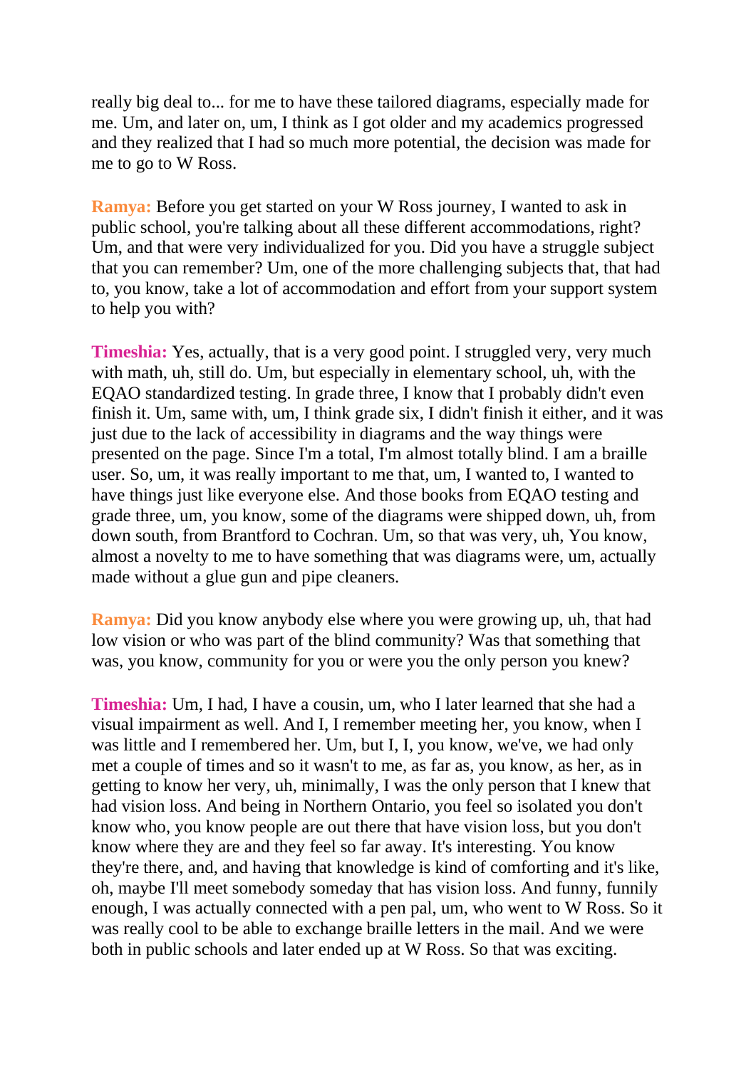really big deal to... for me to have these tailored diagrams, especially made for me. Um, and later on, um, I think as I got older and my academics progressed and they realized that I had so much more potential, the decision was made for me to go to W Ross.

**Ramya:** Before you get started on your W Ross journey, I wanted to ask in public school, you're talking about all these different accommodations, right? Um, and that were very individualized for you. Did you have a struggle subject that you can remember? Um, one of the more challenging subjects that, that had to, you know, take a lot of accommodation and effort from your support system to help you with?

**Timeshia:** Yes, actually, that is a very good point. I struggled very, very much with math, uh, still do. Um, but especially in elementary school, uh, with the EQAO standardized testing. In grade three, I know that I probably didn't even finish it. Um, same with, um, I think grade six, I didn't finish it either, and it was just due to the lack of accessibility in diagrams and the way things were presented on the page. Since I'm a total, I'm almost totally blind. I am a braille user. So, um, it was really important to me that, um, I wanted to, I wanted to have things just like everyone else. And those books from EQAO testing and grade three, um, you know, some of the diagrams were shipped down, uh, from down south, from Brantford to Cochran. Um, so that was very, uh, You know, almost a novelty to me to have something that was diagrams were, um, actually made without a glue gun and pipe cleaners.

**Ramya:** Did you know anybody else where you were growing up, uh, that had low vision or who was part of the blind community? Was that something that was, you know, community for you or were you the only person you knew?

**Timeshia:** Um, I had, I have a cousin, um, who I later learned that she had a visual impairment as well. And I, I remember meeting her, you know, when I was little and I remembered her. Um, but I, I, you know, we've, we had only met a couple of times and so it wasn't to me, as far as, you know, as her, as in getting to know her very, uh, minimally, I was the only person that I knew that had vision loss. And being in Northern Ontario, you feel so isolated you don't know who, you know people are out there that have vision loss, but you don't know where they are and they feel so far away. It's interesting. You know they're there, and, and having that knowledge is kind of comforting and it's like, oh, maybe I'll meet somebody someday that has vision loss. And funny, funnily enough, I was actually connected with a pen pal, um, who went to W Ross. So it was really cool to be able to exchange braille letters in the mail. And we were both in public schools and later ended up at W Ross. So that was exciting.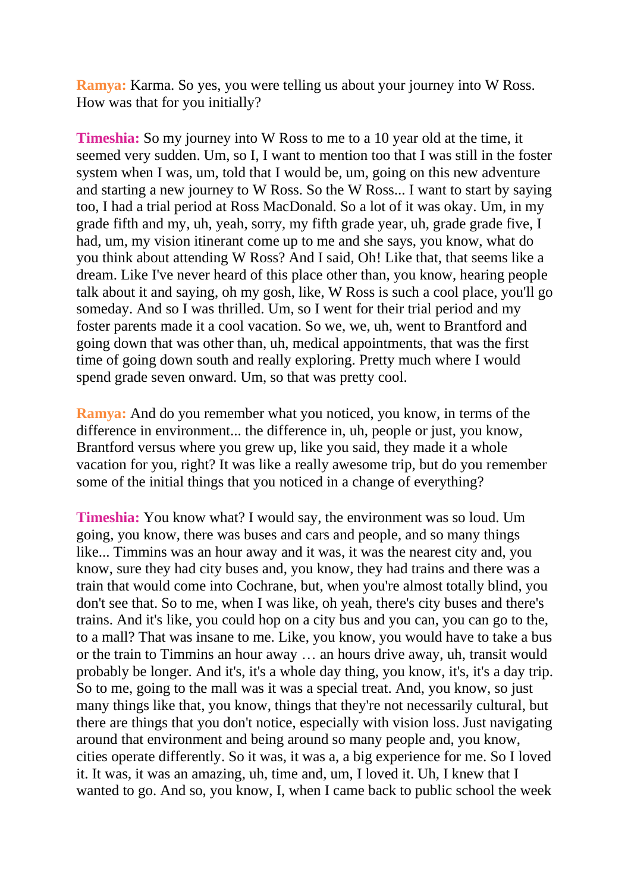**Ramya:** Karma. So yes, you were telling us about your journey into W Ross. How was that for you initially?

**Timeshia:** So my journey into W Ross to me to a 10 year old at the time, it seemed very sudden. Um, so I, I want to mention too that I was still in the foster system when I was, um, told that I would be, um, going on this new adventure and starting a new journey to W Ross. So the W Ross... I want to start by saying too, I had a trial period at Ross MacDonald. So a lot of it was okay. Um, in my grade fifth and my, uh, yeah, sorry, my fifth grade year, uh, grade grade five, I had, um, my vision itinerant come up to me and she says, you know, what do you think about attending W Ross? And I said, Oh! Like that, that seems like a dream. Like I've never heard of this place other than, you know, hearing people talk about it and saying, oh my gosh, like, W Ross is such a cool place, you'll go someday. And so I was thrilled. Um, so I went for their trial period and my foster parents made it a cool vacation. So we, we, uh, went to Brantford and going down that was other than, uh, medical appointments, that was the first time of going down south and really exploring. Pretty much where I would spend grade seven onward. Um, so that was pretty cool.

**Ramya:** And do you remember what you noticed, you know, in terms of the difference in environment... the difference in, uh, people or just, you know, Brantford versus where you grew up, like you said, they made it a whole vacation for you, right? It was like a really awesome trip, but do you remember some of the initial things that you noticed in a change of everything?

**Timeshia:** You know what? I would say, the environment was so loud. Um going, you know, there was buses and cars and people, and so many things like... Timmins was an hour away and it was, it was the nearest city and, you know, sure they had city buses and, you know, they had trains and there was a train that would come into Cochrane, but, when you're almost totally blind, you don't see that. So to me, when I was like, oh yeah, there's city buses and there's trains. And it's like, you could hop on a city bus and you can, you can go to the, to a mall? That was insane to me. Like, you know, you would have to take a bus or the train to Timmins an hour away … an hours drive away, uh, transit would probably be longer. And it's, it's a whole day thing, you know, it's, it's a day trip. So to me, going to the mall was it was a special treat. And, you know, so just many things like that, you know, things that they're not necessarily cultural, but there are things that you don't notice, especially with vision loss. Just navigating around that environment and being around so many people and, you know, cities operate differently. So it was, it was a, a big experience for me. So I loved it. It was, it was an amazing, uh, time and, um, I loved it. Uh, I knew that I wanted to go. And so, you know, I, when I came back to public school the week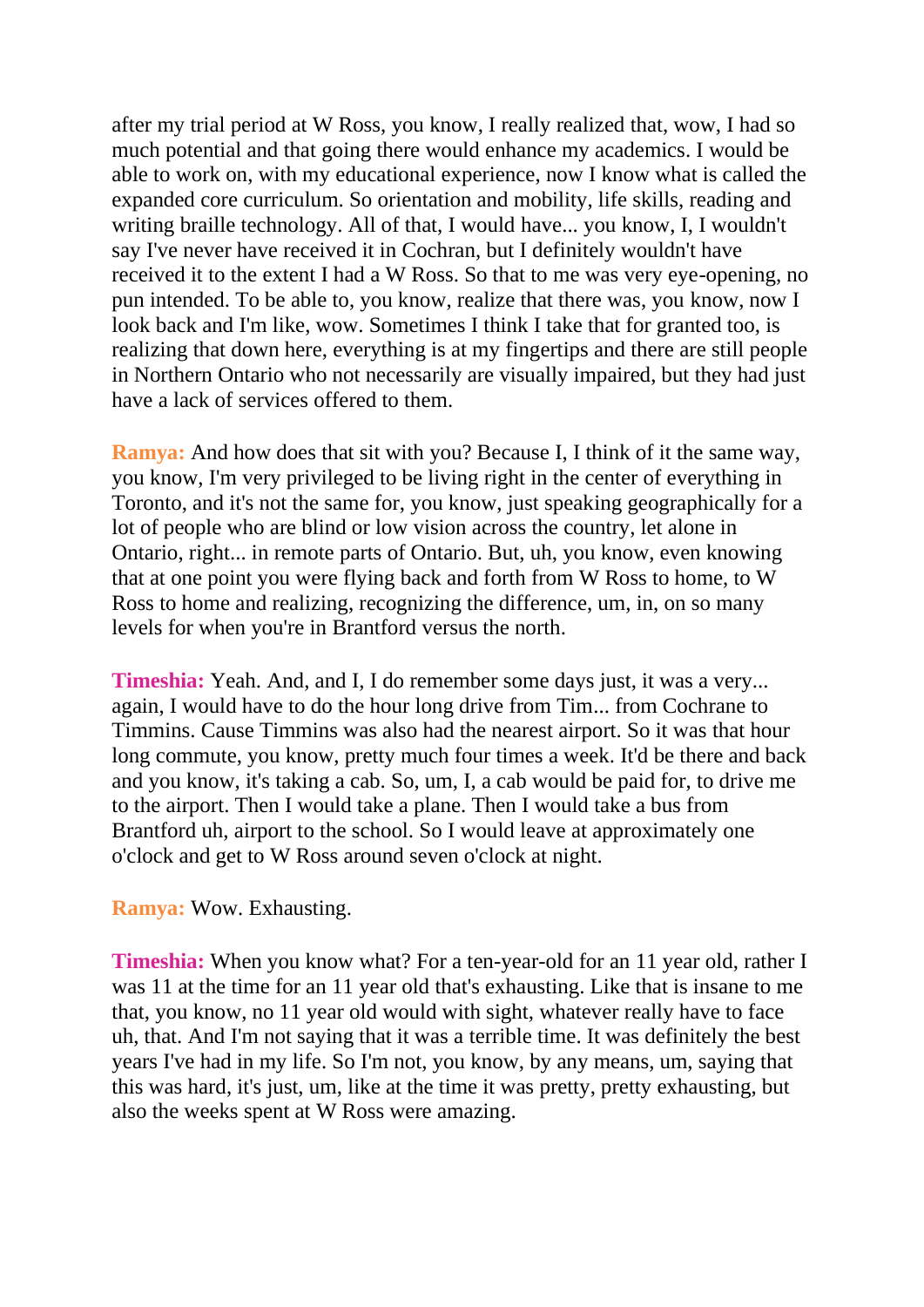after my trial period at W Ross, you know, I really realized that, wow, I had so much potential and that going there would enhance my academics. I would be able to work on, with my educational experience, now I know what is called the expanded core curriculum. So orientation and mobility, life skills, reading and writing braille technology. All of that, I would have... you know, I, I wouldn't say I've never have received it in Cochran, but I definitely wouldn't have received it to the extent I had a W Ross. So that to me was very eye-opening, no pun intended. To be able to, you know, realize that there was, you know, now I look back and I'm like, wow. Sometimes I think I take that for granted too, is realizing that down here, everything is at my fingertips and there are still people in Northern Ontario who not necessarily are visually impaired, but they had just have a lack of services offered to them.

**Ramya:** And how does that sit with you? Because I, I think of it the same way, you know, I'm very privileged to be living right in the center of everything in Toronto, and it's not the same for, you know, just speaking geographically for a lot of people who are blind or low vision across the country, let alone in Ontario, right... in remote parts of Ontario. But, uh, you know, even knowing that at one point you were flying back and forth from W Ross to home, to W Ross to home and realizing, recognizing the difference, um, in, on so many levels for when you're in Brantford versus the north.

**Timeshia:** Yeah. And, and I, I do remember some days just, it was a very... again, I would have to do the hour long drive from Tim... from Cochrane to Timmins. Cause Timmins was also had the nearest airport. So it was that hour long commute, you know, pretty much four times a week. It'd be there and back and you know, it's taking a cab. So, um, I, a cab would be paid for, to drive me to the airport. Then I would take a plane. Then I would take a bus from Brantford uh, airport to the school. So I would leave at approximately one o'clock and get to W Ross around seven o'clock at night.

**Ramya:** Wow. Exhausting.

**Timeshia:** When you know what? For a ten-year-old for an 11 year old, rather I was 11 at the time for an 11 year old that's exhausting. Like that is insane to me that, you know, no 11 year old would with sight, whatever really have to face uh, that. And I'm not saying that it was a terrible time. It was definitely the best years I've had in my life. So I'm not, you know, by any means, um, saying that this was hard, it's just, um, like at the time it was pretty, pretty exhausting, but also the weeks spent at W Ross were amazing.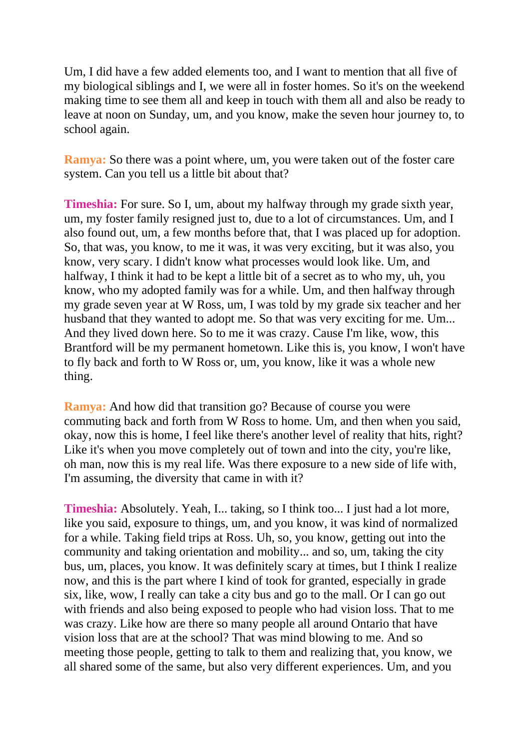Um, I did have a few added elements too, and I want to mention that all five of my biological siblings and I, we were all in foster homes. So it's on the weekend making time to see them all and keep in touch with them all and also be ready to leave at noon on Sunday, um, and you know, make the seven hour journey to, to school again.

**Ramya:** So there was a point where, um, you were taken out of the foster care system. Can you tell us a little bit about that?

**Timeshia:** For sure. So I, um, about my halfway through my grade sixth year, um, my foster family resigned just to, due to a lot of circumstances. Um, and I also found out, um, a few months before that, that I was placed up for adoption. So, that was, you know, to me it was, it was very exciting, but it was also, you know, very scary. I didn't know what processes would look like. Um, and halfway, I think it had to be kept a little bit of a secret as to who my, uh, you know, who my adopted family was for a while. Um, and then halfway through my grade seven year at W Ross, um, I was told by my grade six teacher and her husband that they wanted to adopt me. So that was very exciting for me. Um... And they lived down here. So to me it was crazy. Cause I'm like, wow, this Brantford will be my permanent hometown. Like this is, you know, I won't have to fly back and forth to W Ross or, um, you know, like it was a whole new thing.

**Ramya:** And how did that transition go? Because of course you were commuting back and forth from W Ross to home. Um, and then when you said, okay, now this is home, I feel like there's another level of reality that hits, right? Like it's when you move completely out of town and into the city, you're like, oh man, now this is my real life. Was there exposure to a new side of life with, I'm assuming, the diversity that came in with it?

**Timeshia:** Absolutely. Yeah, I... taking, so I think too... I just had a lot more, like you said, exposure to things, um, and you know, it was kind of normalized for a while. Taking field trips at Ross. Uh, so, you know, getting out into the community and taking orientation and mobility... and so, um, taking the city bus, um, places, you know. It was definitely scary at times, but I think I realize now, and this is the part where I kind of took for granted, especially in grade six, like, wow, I really can take a city bus and go to the mall. Or I can go out with friends and also being exposed to people who had vision loss. That to me was crazy. Like how are there so many people all around Ontario that have vision loss that are at the school? That was mind blowing to me. And so meeting those people, getting to talk to them and realizing that, you know, we all shared some of the same, but also very different experiences. Um, and you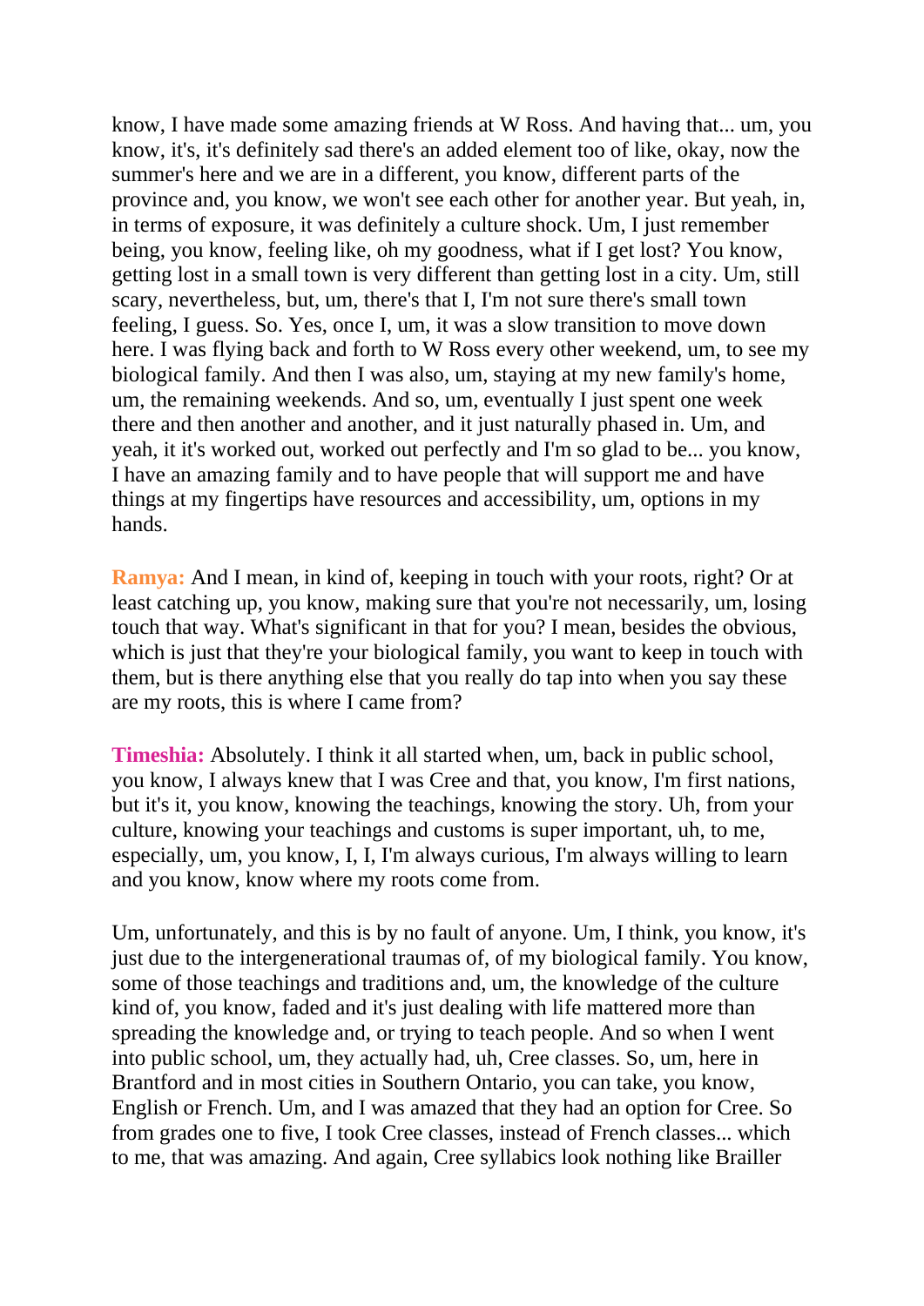know, I have made some amazing friends at W Ross. And having that... um, you know, it's, it's definitely sad there's an added element too of like, okay, now the summer's here and we are in a different, you know, different parts of the province and, you know, we won't see each other for another year. But yeah, in, in terms of exposure, it was definitely a culture shock. Um, I just remember being, you know, feeling like, oh my goodness, what if I get lost? You know, getting lost in a small town is very different than getting lost in a city. Um, still scary, nevertheless, but, um, there's that I, I'm not sure there's small town feeling, I guess. So. Yes, once I, um, it was a slow transition to move down here. I was flying back and forth to W Ross every other weekend, um, to see my biological family. And then I was also, um, staying at my new family's home, um, the remaining weekends. And so, um, eventually I just spent one week there and then another and another, and it just naturally phased in. Um, and yeah, it it's worked out, worked out perfectly and I'm so glad to be... you know, I have an amazing family and to have people that will support me and have things at my fingertips have resources and accessibility, um, options in my hands.

**Ramya:** And I mean, in kind of, keeping in touch with your roots, right? Or at least catching up, you know, making sure that you're not necessarily, um, losing touch that way. What's significant in that for you? I mean, besides the obvious, which is just that they're your biological family, you want to keep in touch with them, but is there anything else that you really do tap into when you say these are my roots, this is where I came from?

**Timeshia:** Absolutely. I think it all started when, um, back in public school, you know, I always knew that I was Cree and that, you know, I'm first nations, but it's it, you know, knowing the teachings, knowing the story. Uh, from your culture, knowing your teachings and customs is super important, uh, to me, especially, um, you know, I, I, I'm always curious, I'm always willing to learn and you know, know where my roots come from.

Um, unfortunately, and this is by no fault of anyone. Um, I think, you know, it's just due to the intergenerational traumas of, of my biological family. You know, some of those teachings and traditions and, um, the knowledge of the culture kind of, you know, faded and it's just dealing with life mattered more than spreading the knowledge and, or trying to teach people. And so when I went into public school, um, they actually had, uh, Cree classes. So, um, here in Brantford and in most cities in Southern Ontario, you can take, you know, English or French. Um, and I was amazed that they had an option for Cree. So from grades one to five, I took Cree classes, instead of French classes... which to me, that was amazing. And again, Cree syllabics look nothing like Brailler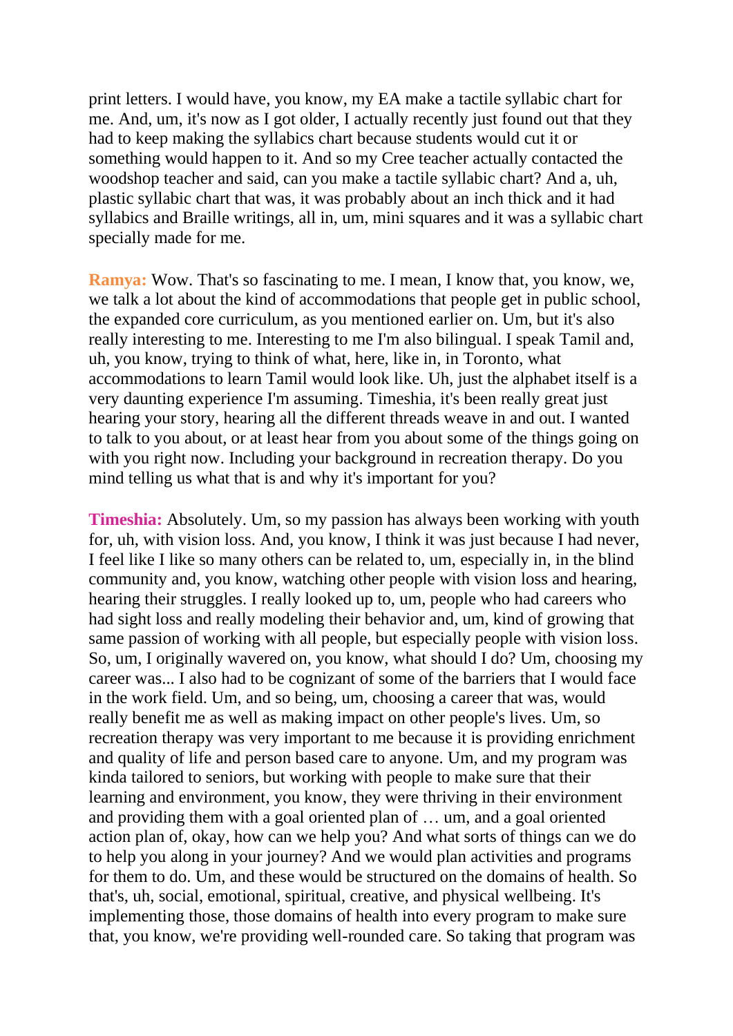print letters. I would have, you know, my EA make a tactile syllabic chart for me. And, um, it's now as I got older, I actually recently just found out that they had to keep making the syllabics chart because students would cut it or something would happen to it. And so my Cree teacher actually contacted the woodshop teacher and said, can you make a tactile syllabic chart? And a, uh, plastic syllabic chart that was, it was probably about an inch thick and it had syllabics and Braille writings, all in, um, mini squares and it was a syllabic chart specially made for me.

**Ramya:** Wow. That's so fascinating to me. I mean, I know that, you know, we, we talk a lot about the kind of accommodations that people get in public school, the expanded core curriculum, as you mentioned earlier on. Um, but it's also really interesting to me. Interesting to me I'm also bilingual. I speak Tamil and, uh, you know, trying to think of what, here, like in, in Toronto, what accommodations to learn Tamil would look like. Uh, just the alphabet itself is a very daunting experience I'm assuming. Timeshia, it's been really great just hearing your story, hearing all the different threads weave in and out. I wanted to talk to you about, or at least hear from you about some of the things going on with you right now. Including your background in recreation therapy. Do you mind telling us what that is and why it's important for you?

**Timeshia:** Absolutely. Um, so my passion has always been working with youth for, uh, with vision loss. And, you know, I think it was just because I had never, I feel like I like so many others can be related to, um, especially in, in the blind community and, you know, watching other people with vision loss and hearing, hearing their struggles. I really looked up to, um, people who had careers who had sight loss and really modeling their behavior and, um, kind of growing that same passion of working with all people, but especially people with vision loss. So, um, I originally wavered on, you know, what should I do? Um, choosing my career was... I also had to be cognizant of some of the barriers that I would face in the work field. Um, and so being, um, choosing a career that was, would really benefit me as well as making impact on other people's lives. Um, so recreation therapy was very important to me because it is providing enrichment and quality of life and person based care to anyone. Um, and my program was kinda tailored to seniors, but working with people to make sure that their learning and environment, you know, they were thriving in their environment and providing them with a goal oriented plan of … um, and a goal oriented action plan of, okay, how can we help you? And what sorts of things can we do to help you along in your journey? And we would plan activities and programs for them to do. Um, and these would be structured on the domains of health. So that's, uh, social, emotional, spiritual, creative, and physical wellbeing. It's implementing those, those domains of health into every program to make sure that, you know, we're providing well-rounded care. So taking that program was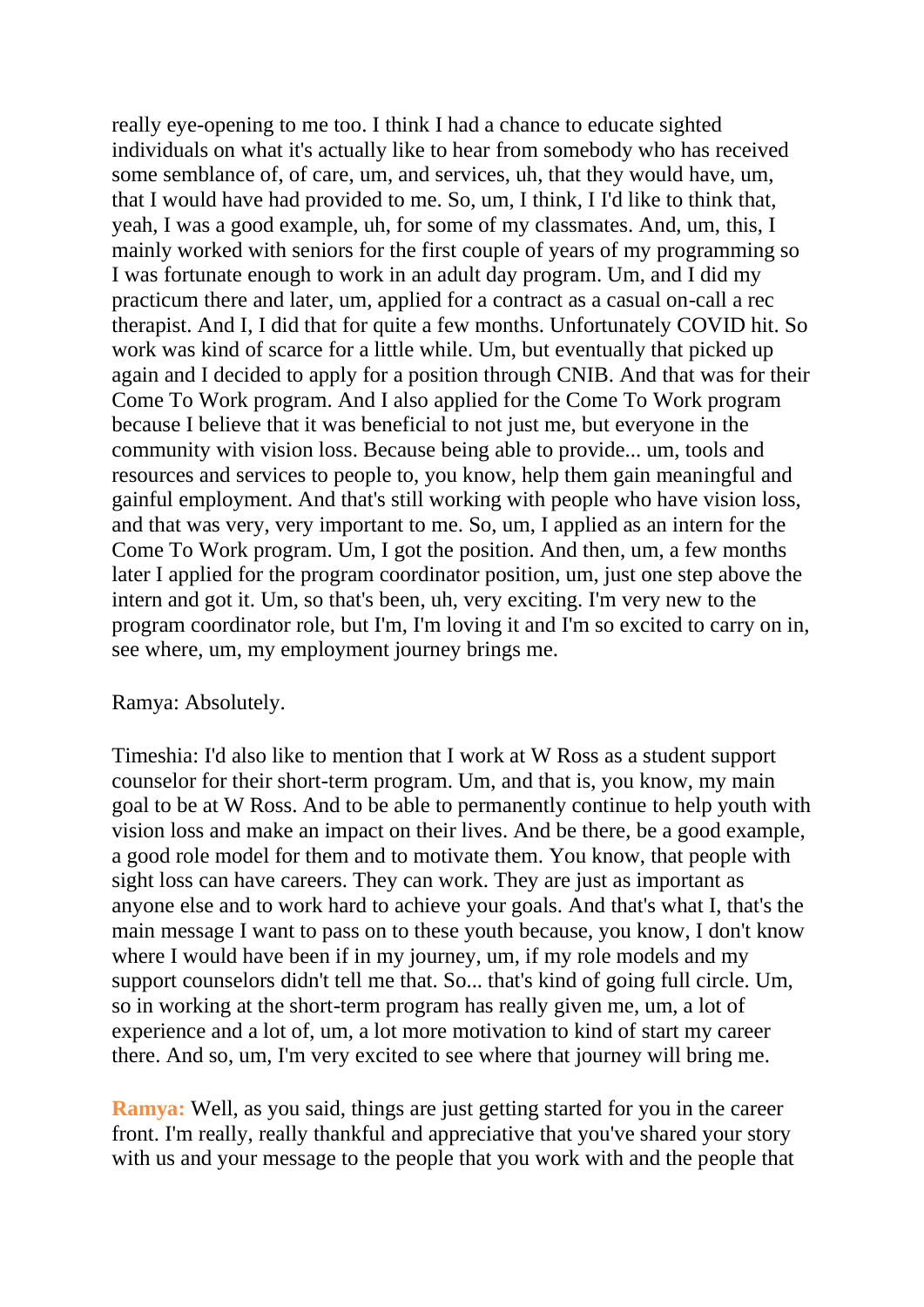really eye-opening to me too. I think I had a chance to educate sighted individuals on what it's actually like to hear from somebody who has received some semblance of, of care, um, and services, uh, that they would have, um, that I would have had provided to me. So, um, I think, I I'd like to think that, yeah, I was a good example, uh, for some of my classmates. And, um, this, I mainly worked with seniors for the first couple of years of my programming so I was fortunate enough to work in an adult day program. Um, and I did my practicum there and later, um, applied for a contract as a casual on-call a rec therapist. And I, I did that for quite a few months. Unfortunately COVID hit. So work was kind of scarce for a little while. Um, but eventually that picked up again and I decided to apply for a position through CNIB. And that was for their Come To Work program. And I also applied for the Come To Work program because I believe that it was beneficial to not just me, but everyone in the community with vision loss. Because being able to provide... um, tools and resources and services to people to, you know, help them gain meaningful and gainful employment. And that's still working with people who have vision loss, and that was very, very important to me. So, um, I applied as an intern for the Come To Work program. Um, I got the position. And then, um, a few months later I applied for the program coordinator position, um, just one step above the intern and got it. Um, so that's been, uh, very exciting. I'm very new to the program coordinator role, but I'm, I'm loving it and I'm so excited to carry on in, see where, um, my employment journey brings me.

Ramya: Absolutely.

Timeshia: I'd also like to mention that I work at W Ross as a student support counselor for their short-term program. Um, and that is, you know, my main goal to be at W Ross. And to be able to permanently continue to help youth with vision loss and make an impact on their lives. And be there, be a good example, a good role model for them and to motivate them. You know, that people with sight loss can have careers. They can work. They are just as important as anyone else and to work hard to achieve your goals. And that's what I, that's the main message I want to pass on to these youth because, you know, I don't know where I would have been if in my journey, um, if my role models and my support counselors didn't tell me that. So... that's kind of going full circle. Um, so in working at the short-term program has really given me, um, a lot of experience and a lot of, um, a lot more motivation to kind of start my career there. And so, um, I'm very excited to see where that journey will bring me.

**Ramya:** Well, as you said, things are just getting started for you in the career front. I'm really, really thankful and appreciative that you've shared your story with us and your message to the people that you work with and the people that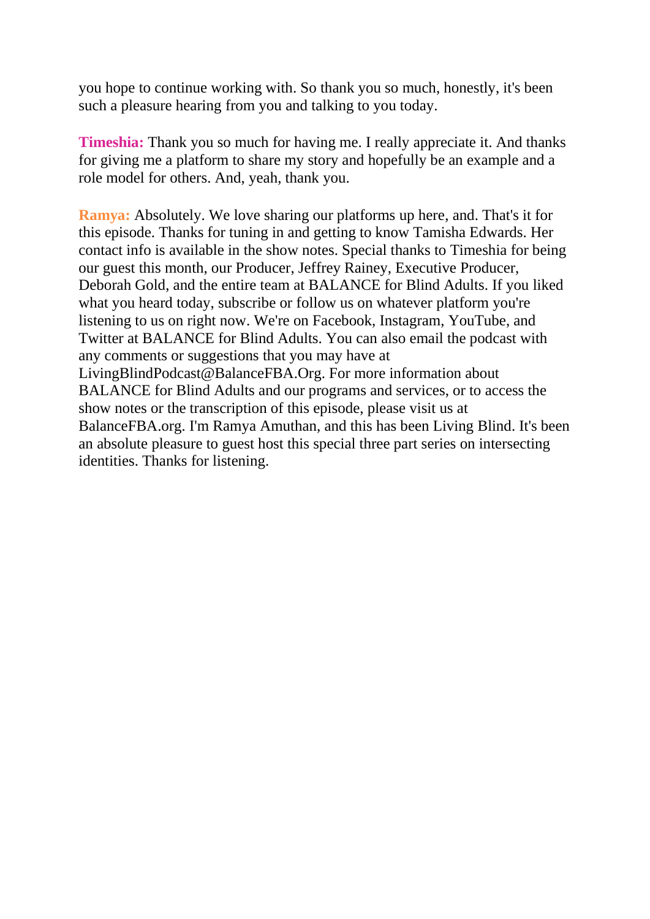you hope to continue working with. So thank you so much, honestly, it's been such a pleasure hearing from you and talking to you today.

**Timeshia:** Thank you so much for having me. I really appreciate it. And thanks for giving me a platform to share my story and hopefully be an example and a role model for others. And, yeah, thank you.

**Ramya:** Absolutely. We love sharing our platforms up here, and. That's it for this episode. Thanks for tuning in and getting to know Tamisha Edwards. Her contact info is available in the show notes. Special thanks to Timeshia for being our guest this month, our Producer, Jeffrey Rainey, Executive Producer, Deborah Gold, and the entire team at BALANCE for Blind Adults. If you liked what you heard today, subscribe or follow us on whatever platform you're listening to us on right now. We're on Facebook, Instagram, YouTube, and Twitter at BALANCE for Blind Adults. You can also email the podcast with any comments or suggestions that you may have at LivingBlindPodcast@BalanceFBA.Org. For more information about BALANCE for Blind Adults and our programs and services, or to access the show notes or the transcription of this episode, please visit us at BalanceFBA.org. I'm Ramya Amuthan, and this has been Living Blind. It's been an absolute pleasure to guest host this special three part series on intersecting identities. Thanks for listening.